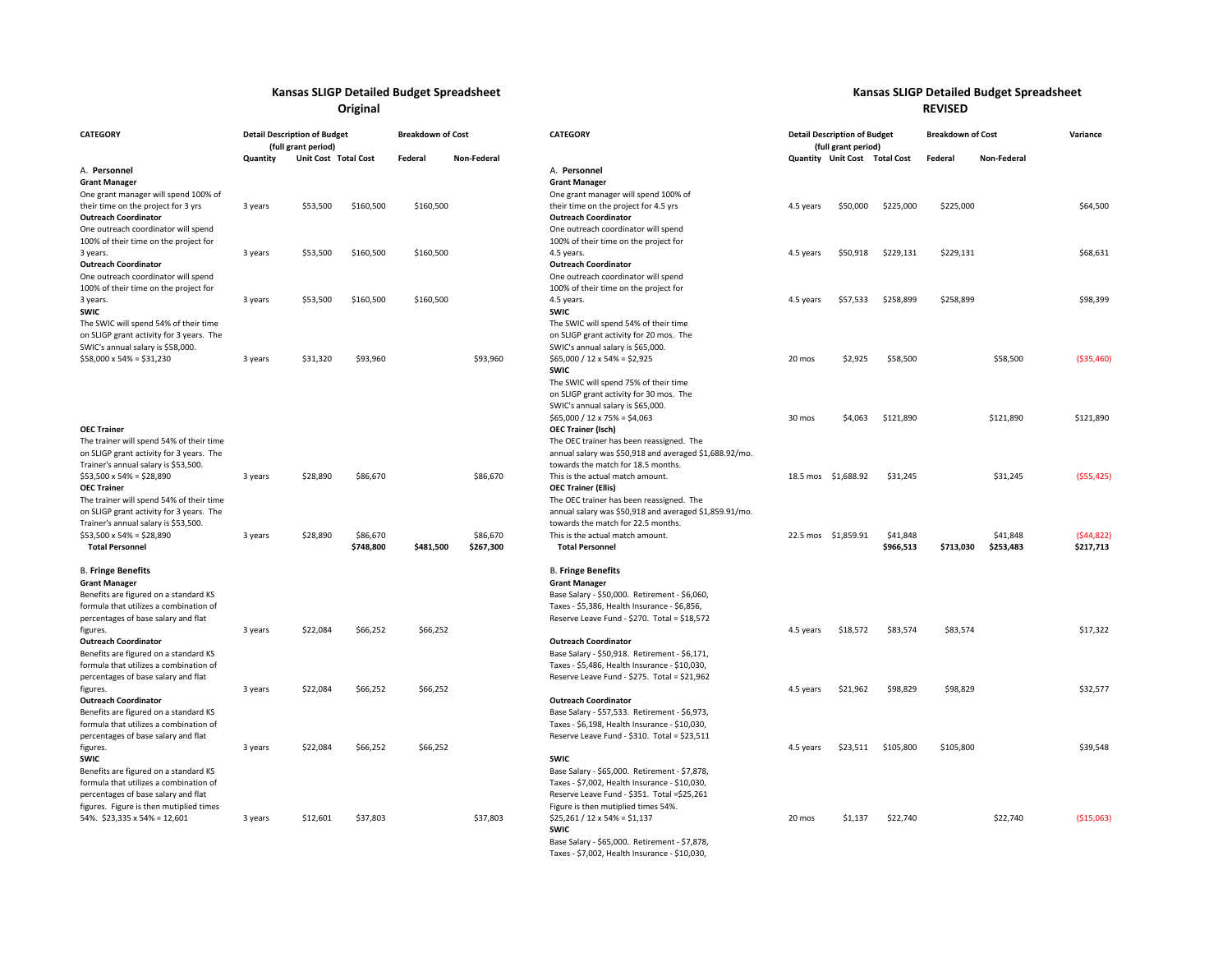## Kansas SLIGP Detailed Budget Spreadsheet
### Original

| CATEGORY | Detail Description of Budget (full grant period) | | | Breakdown of Cost | |
|---|---|---|---|---|---|
| | Quantity | Unit Cost | Total Cost | Federal | Non-Federal |
| **A. Personnel** | | | | | |
| **Grant Manager** One grant manager will spend 100% of their time on the project for 3 yrs | 3 years | $53,500 | $160,500 | $160,500 | |
| **Outreach Coordinator** One outreach coordinator will spend 100% of their time on the project for 3 years. | 3 years | $53,500 | $160,500 | $160,500 | |
| **Outreach Coordinator** One outreach coordinator will spend 100% of their time on the project for 3 years. | 3 years | $53,500 | $160,500 | $160,500 | |
| **SWIC** The SWIC will spend 54% of their time on SLIGP grant activity for 3 years. The SWIC's annual salary is $58,000. $58,000 x 54% = $31,230 | 3 years | $31,320 | $93,960 | | $93,960 |
| **OEC Trainer** The trainer will spend 54% of their time on SLIGP grant activity for 3 years. The Trainer's annual salary is $53,500. $53,500 x 54% = $28,890 | 3 years | $28,890 | $86,670 | | $86,670 |
| **OEC Trainer** The trainer will spend 54% of their time on SLIGP grant activity for 3 years. The Trainer's annual salary is $53,500. $53,500 x 54% = $28,890 | 3 years | $28,890 | $86,670 | | $86,670 |
| **Total Personnel** | | | $748,800 | $481,500 | $267,300 |
| **B. Fringe Benefits** | | | | | |
| **Grant Manager** Benefits are figured on a standard KS formula that utilizes a combination of percentages of base salary and flat figures. | 3 years | $22,084 | $66,252 | $66,252 | |
| **Outreach Coordinator** Benefits are figured on a standard KS formula that utilizes a combination of percentages of base salary and flat figures. | 3 years | $22,084 | $66,252 | $66,252 | |
| **Outreach Coordinator** Benefits are figured on a standard KS formula that utilizes a combination of percentages of base salary and flat figures. | 3 years | $22,084 | $66,252 | $66,252 | |
| **SWIC** Benefits are figured on a standard KS formula that utilizes a combination of percentages of base salary and flat figures. Figure is then mutiplied times 54%. $23,335 x 54% = 12,601 | 3 years | $12,601 | $37,803 | | $37,803 |

## Kansas SLIGP Detailed Budget Spreadsheet
### REVISED

| CATEGORY | Detail Description of Budget (full grant period) | | | Breakdown of Cost | | Variance |
|---|---|---|---|---|---|---|
| | Quantity | Unit Cost | Total Cost | Federal | Non-Federal | |
| **A. Personnel** | | | | | | |
| **Grant Manager** One grant manager will spend 100% of their time on the project for 4.5 yrs | 4.5 years | $50,000 | $225,000 | $225,000 | | $64,500 |
| **Outreach Coordinator** One outreach coordinator will spend 100% of their time on the project for 4.5 years. | 4.5 years | $50,918 | $229,131 | $229,131 | | $68,631 |
| **Outreach Coordinator** One outreach coordinator will spend 100% of their time on the project for 4.5 years. | 4.5 years | $57,533 | $258,899 | $258,899 | | $98,399 |
| **SWIC** The SWIC will spend 54% of their time on SLIGP grant activity for 20 mos. The SWIC's annual salary is $65,000. $65,000 / 12 x 54% = $2,925 | 20 mos | $2,925 | $58,500 | | $58,500 | ($35,460) |
| **SWIC** The SWIC will spend 75% of their time on SLIGP grant activity for 30 mos. The SWIC's annual salary is $65,000. $65,000 / 12 x 75% = $4,063 | 30 mos | $4,063 | $121,890 | | $121,890 | $121,890 |
| **OEC Trainer (Isch)** The OEC trainer has been reassigned. The annual salary was $50,918 and averaged $1,688.92/mo. towards the match for 18.5 months. This is the actual match amount. | 18.5 mos | $1,688.92 | $31,245 | | $31,245 | ($55,425) |
| **OEC Trainer (Ellis)** The OEC trainer has been reassigned. The annual salary was $50,918 and averaged $1,859.91/mo. towards the match for 22.5 months. This is the actual match amount. | 22.5 mos | $1,859.91 | $41,848 | | $41,848 | ($44,822) |
| **Total Personnel** | | | $966,513 | $713,030 | $253,483 | $217,713 |
| **B. Fringe Benefits** | | | | | | |
| **Grant Manager** Base Salary - $50,000. Retirement - $6,060, Taxes - $5,386, Health Insurance - $6,856, Reserve Leave Fund - $270. Total = $18,572 | 4.5 years | $18,572 | $83,574 | $83,574 | | $17,322 |
| **Outreach Coordinator** Base Salary - $50,918. Retirement - $6,171, Taxes - $5,486, Health Insurance - $10,030, Reserve Leave Fund - $275. Total = $21,962 | 4.5 years | $21,962 | $98,829 | $98,829 | | $32,577 |
| **Outreach Coordinator** Base Salary - $57,533. Retirement - $6,973, Taxes - $6,198, Health Insurance - $10,030, Reserve Leave Fund - $310. Total = $23,511 | 4.5 years | $23,511 | $105,800 | $105,800 | | $39,548 |
| **SWIC** Base Salary - $65,000. Retirement - $7,878, Taxes - $7,002, Health Insurance - $10,030, Reserve Leave Fund - $351. Total =$25,261 Figure is then mutiplied times 54%. $25,261 / 12 x 54% = $1,137 | 20 mos | $1,137 | $22,740 | | $22,740 | ($15,063) |
| **SWIC** Base Salary - $65,000. Retirement - $7,878, Taxes - $7,002, Health Insurance - $10,030, | | | | | | |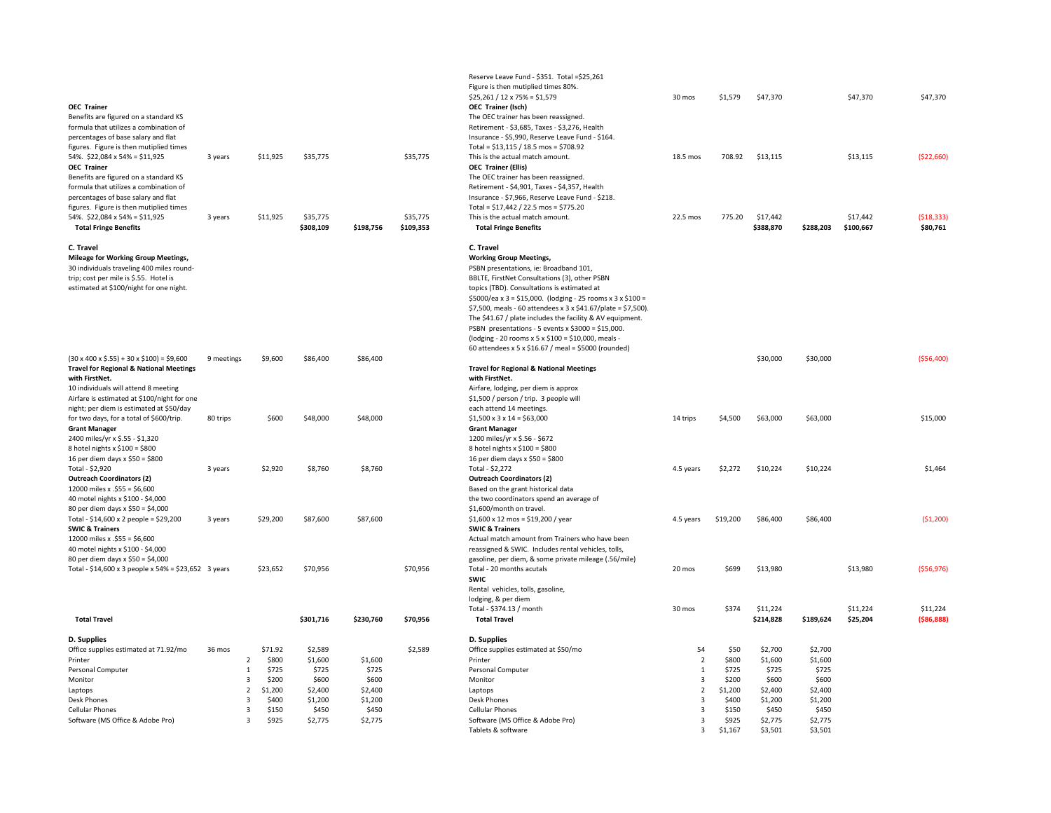| Description | Quantity | Rate | Total | Federal | Match |
|---|---|---|---|---|---|
| **OEC Trainer** Benefits are figured on a standard KS formula that utilizes a combination of percentages of base salary and flat figures. Figure is then mutiplied times 54%. $22,084 x 54% = $11,925 | 3 years | $11,925 | $35,775 | | $35,775 |
| **OEC Trainer** Benefits are figured on a standard KS formula that utilizes a combination of percentages of base salary and flat figures. Figure is then mutiplied times 54%. $22,084 x 54% = $11,925 | 3 years | $11,925 | $35,775 | | $35,775 |
| **Total Fringe Benefits** | | | $308,109 | $198,756 | $109,353 |
| **C. Travel** | | | | | |
| **Mileage for Working Group Meetings,** 30 individuals traveling 400 miles round-trip; cost per mile is $.55. Hotel is estimated at $100/night for one night. (30 x 400 x $.55) + 30 x $100) = $9,600 | 9 meetings | $9,600 | $86,400 | $86,400 | |
| **Travel for Regional & National Meetings with FirstNet.** 10 individuals will attend 8 meeting Airfare is estimated at $100/night for one night; per diem is estimated at $50/day for two days, for a total of $600/trip. | 80 trips | $600 | $48,000 | $48,000 | |
| **Grant Manager** 2400 miles/yr x $.55 - $1,320 8 hotel nights x $100 = $800 16 per diem days x $50 = $800 Total - $2,920 | 3 years | $2,920 | $8,760 | $8,760 | |
| **Outreach Coordinators (2)** 12000 miles x .$55 = $6,600 40 motel nights x $100 - $4,000 80 per diem days x $50 = $4,000 Total - $14,600 x 2 people = $29,200 | 3 years | $29,200 | $87,600 | $87,600 | |
| **SWIC & Trainers** 12000 miles x .$55 = $6,600 40 motel nights x $100 - $4,000 80 per diem days x $50 = $4,000 Total - $14,600 x 3 people x 54% = $23,652 | 3 years | $23,652 | $70,956 | | $70,956 |
| **Total Travel** | | | $301,716 | $230,760 | $70,956 |
| **D. Supplies** | | | | | |
| Office supplies estimated at 71.92/mo | 36 mos | $71.92 | $2,589 | | $2,589 |
| Printer | 2 | $800 | $1,600 | $1,600 | |
| Personal Computer | 1 | $725 | $725 | $725 | |
| Monitor | 3 | $200 | $600 | $600 | |
| Laptops | 2 | $1,200 | $2,400 | $2,400 | |
| Desk Phones | 3 | $400 | $1,200 | $1,200 | |
| Cellular Phones | 3 | $150 | $450 | $450 | |
| Software (MS Office & Adobe Pro) | 3 | $925 | $2,775 | $2,775 | |

| Description | Quantity | Rate | Total | Federal | Match | Difference |
|---|---|---|---|---|---|---|
| Reserve Leave Fund - $351. Total =$25,261 Figure is then mutiplied times 80%. $25,261 / 12 x 75% = $1,579 | 30 mos | $1,579 | $47,370 | | $47,370 | $47,370 |
| **OEC Trainer (Isch)** The OEC trainer has been reassigned. Retirement - $3,685, Taxes - $3,276, Health Insurance - $5,990, Reserve Leave Fund - $164. Total = $13,115 / 18.5 mos = $708.92 This is the actual match amount. | 18.5 mos | 708.92 | $13,115 | | $13,115 | ($22,660) |
| **OEC Trainer (Ellis)** The OEC trainer has been reassigned. Retirement - $4,901, Taxes - $4,357, Health Insurance - $7,966, Reserve Leave Fund - $218. Total = $17,442 / 22.5 mos = $775.20 This is the actual match amount. | 22.5 mos | 775.20 | $17,442 | | $17,442 | ($18,333) |
| **Total Fringe Benefits** | | | $388,870 | $288,203 | $100,667 | $80,761 |
| **C. Travel** | | | | | | |
| **Working Group Meetings,** PSBN presentations, ie: Broadband 101, BBLTE, FirstNet Consultations (3), other PSBN topics (TBD). Consultations is estimated at $5000/ea x 3 = $15,000. (lodging - 25 rooms x 3 x $100 = $7,500, meals - 60 attendees x 3 x $41.67/plate = $7,500). The $41.67 / plate includes the facility & AV equipment. PSBN presentations - 5 events x $3000 = $15,000. (lodging - 20 rooms x 5 x $100 = $10,000, meals - 60 attendees x 5 x $16.67 / meal = $5000 (rounded) | | | $30,000 | $30,000 | | ($56,400) |
| **Travel for Regional & National Meetings with FirstNet.** Airfare, lodging, per diem is approx $1,500 / person / trip. 3 people will each attend 14 meetings. $1,500 x 3 x 14 = $63,000 | 14 trips | $4,500 | $63,000 | $63,000 | | $15,000 |
| **Grant Manager** 1200 miles/yr x $.56 - $672 8 hotel nights x $100 = $800 16 per diem days x $50 = $800 Total = $2,272 | 4.5 years | $2,272 | $10,224 | $10,224 | | $1,464 |
| **Outreach Coordinators (2)** Based on the grant historical data the two coordinators spend an average of $1,600/month on travel. $1,600 x 12 mos = $19,200 / year | 4.5 years | $19,200 | $86,400 | $86,400 | | ($1,200) |
| **SWIC & Trainers** Actual match amount from Trainers who have been reassigned & SWIC. Includes rental vehicles, tolls, gasoline, per diem, & some private mileage (.56/mile) Total - 20 months acutals | 20 mos | $699 | $13,980 | | $13,980 | ($56,976) |
| **SWIC** Rental vehicles, tolls, gasoline, lodging, & per diem Total - $374.13 / month | 30 mos | $374 | $11,224 | | $11,224 | $11,224 |
| **Total Travel** | | | $214,828 | $189,624 | $25,204 | ($86,888) |
| **D. Supplies** | | | | | | |
| Office supplies estimated at $50/mo | 54 | $50 | $2,700 | $2,700 | | |
| Printer | 2 | $800 | $1,600 | $1,600 | | |
| Personal Computer | 1 | $725 | $725 | $725 | | |
| Monitor | 3 | $200 | $600 | $600 | | |
| Laptops | 2 | $1,200 | $2,400 | $2,400 | | |
| Desk Phones | 3 | $400 | $1,200 | $1,200 | | |
| Cellular Phones | 3 | $150 | $450 | $450 | | |
| Software (MS Office & Adobe Pro) | 3 | $925 | $2,775 | $2,775 | | |
| Tablets & software | 3 | $1,167 | $3,501 | $3,501 | | |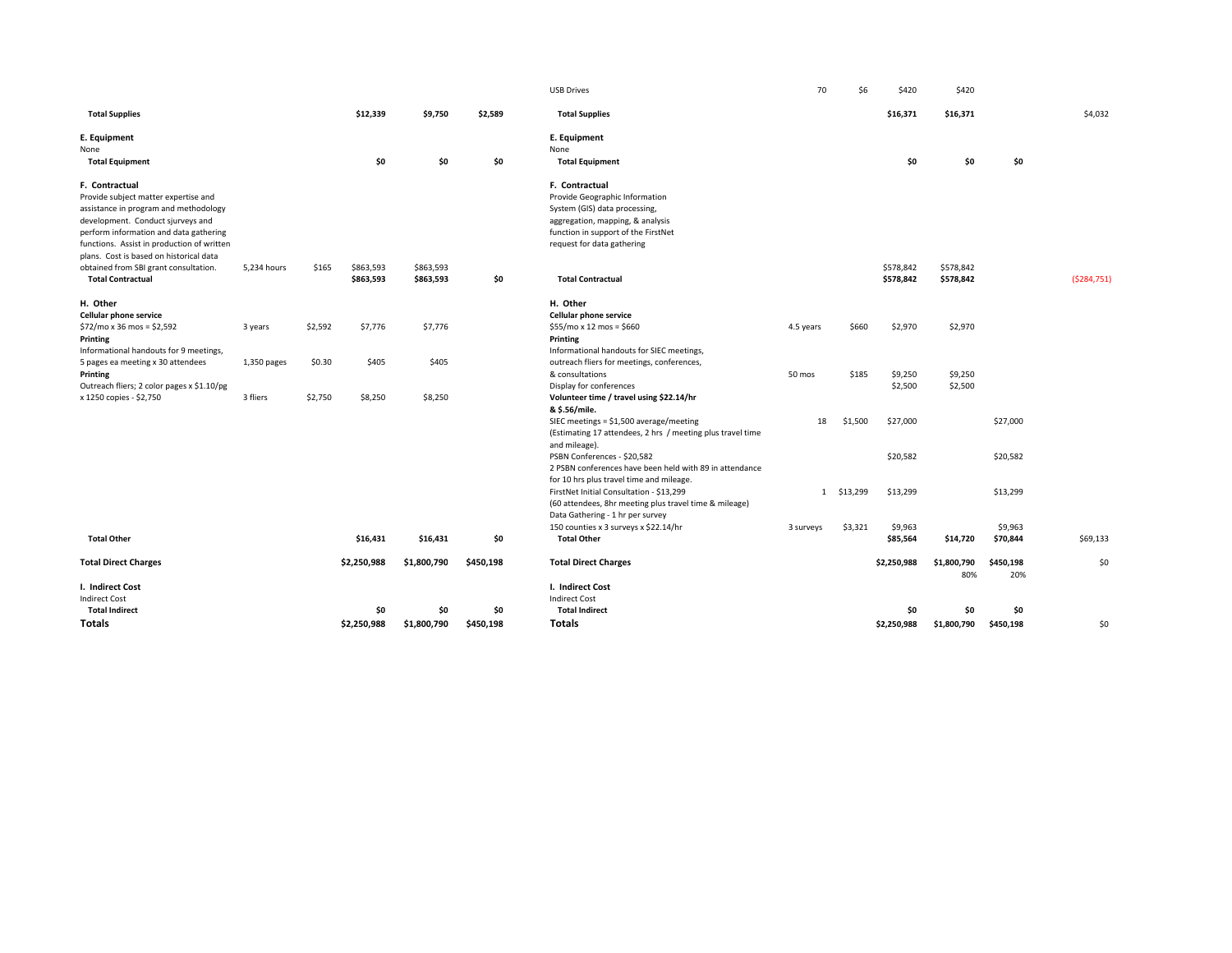| | | | | | |
|---|---|---|---|---|---|
| **Total Supplies** | | | **$12,339** | **$9,750** | **$2,589** |
| **E. Equipment** | | | | | |
| None | | | | | |
| **Total Equipment** | | | **$0** | **$0** | **$0** |
| **F. Contractual** | | | | | |
| Provide subject matter expertise and assistance in program and methodology development. Conduct sjurveys and perform information and data gathering functions. Assist in production of written plans. Cost is based on historical data obtained from SBI grant consultation. | 5,234 hours | $165 | $863,593 | $863,593 | |
| **Total Contractual** | | | $863,593 | $863,593 | $0 |
| **H. Other** | | | | | |
| **Cellular phone service** | | | | | |
| $72/mo x 36 mos = $2,592 | 3 years | $2,592 | $7,776 | $7,776 | |
| **Printing** | | | | | |
| Informational handouts for 9 meetings, 5 pages ea meeting x 30 attendees | 1,350 pages | $0.30 | $405 | $405 | |
| **Printing** | | | | | |
| Outreach fliers; 2 color pages x $1.10/pg x 1250 copies - $2,750 | 3 fliers | $2,750 | $8,250 | $8,250 | |
| **Total Other** | | | **$16,431** | **$16,431** | **$0** |
| **Total Direct Charges** | | | **$2,250,988** | **$1,800,790** | **$450,198** |
| **I. Indirect Cost** | | | | | |
| Indirect Cost | | | | | |
| **Total Indirect** | | | **$0** | **$0** | **$0** |
| **Totals** | | | **$2,250,988** | **$1,800,790** | **$450,198** |

| | | | | | | |
|---|---|---|---|---|---|---|
| USB Drives | 70 | $6 | $420 | $420 | | |
| **Total Supplies** | | | **$16,371** | **$16,371** | | $4,032 |
| **E. Equipment** | | | | | | |
| None | | | | | | |
| **Total Equipment** | | | **$0** | **$0** | **$0** | |
| **F. Contractual** | | | | | | |
| Provide Geographic Information System (GIS) data processing, aggregation, mapping, & analysis function in support of the FirstNet request for data gathering | | | $578,842 | $578,842 | | |
| **Total Contractual** | | | $578,842 | $578,842 | | ($284,751) |
| **H. Other** | | | | | | |
| **Cellular phone service** | | | | | | |
| $55/mo x 12 mos = $660 | 4.5 years | $660 | $2,970 | $2,970 | | |
| **Printing** | | | | | | |
| Informational handouts for SIEC meetings, outreach fliers for meetings, conferences, & consultations | 50 mos | $185 | $9,250 | $9,250 | | |
| Display for conferences | | | $2,500 | $2,500 | | |
| **Volunteer time / travel using $22.14/hr & $.56/mile.** | | | | | | |
| SIEC meetings = $1,500 average/meeting (Estimating 17 attendees, 2 hrs / meeting plus travel time and mileage). | 18 | $1,500 | $27,000 | | $27,000 | |
| PSBN Conferences - $20,582 2 PSBN conferences have been held with 89 in attendance for 10 hrs plus travel time and mileage. | | | $20,582 | | $20,582 | |
| FirstNet Initial Consultation - $13,299 (60 attendees, 8hr meeting plus travel time & mileage) | 1 | $13,299 | $13,299 | | $13,299 | |
| Data Gathering - 1 hr per survey 150 counties x 3 surveys x $22.14/hr | 3 surveys | $3,321 | $9,963 | | $9,963 | |
| **Total Other** | | | **$85,564** | **$14,720** | **$70,844** | $69,133 |
| **Total Direct Charges** | | | **$2,250,988** | **$1,800,790** | **$450,198** | $0 |
| | | | | 80% | 20% | |
| **I. Indirect Cost** | | | | | | |
| Indirect Cost | | | | | | |
| **Total Indirect** | | | **$0** | **$0** | **$0** | |
| **Totals** | | | **$2,250,988** | **$1,800,790** | **$450,198** | $0 |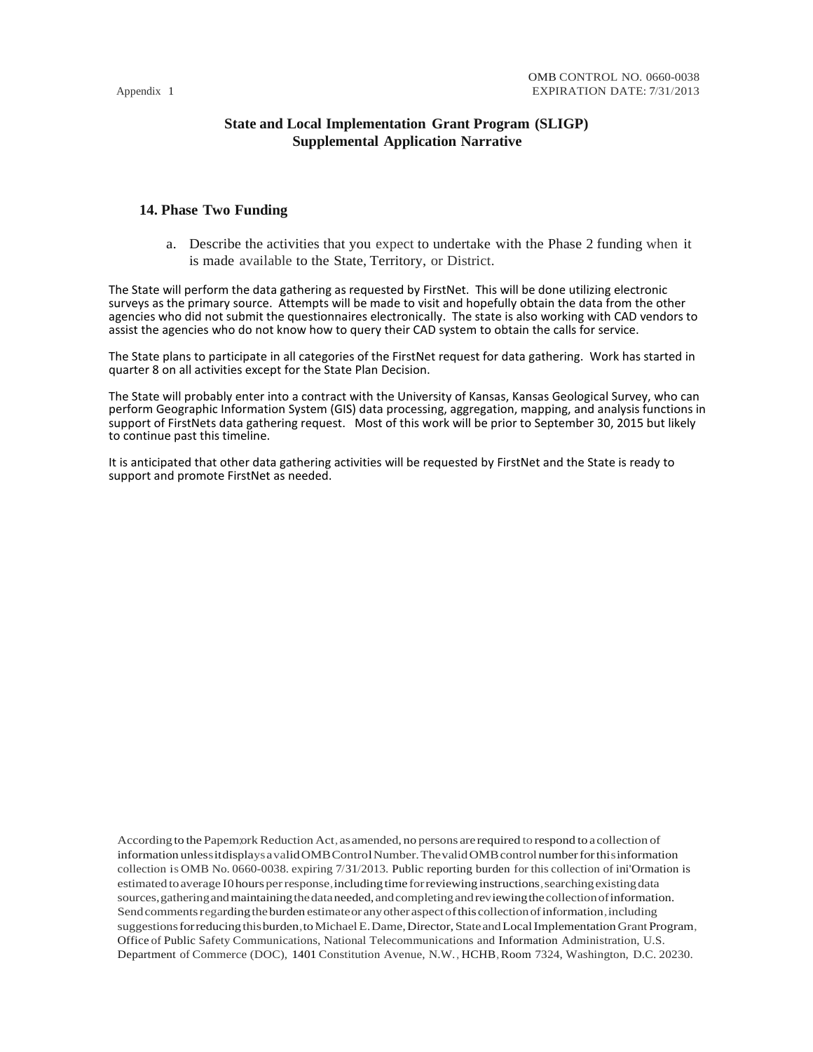Appendix 1

OMB CONTROL NO. 0660-0038
EXPIRATION DATE: 7/31/2013

**State and Local Implementation Grant Program (SLIGP)**
**Supplemental Application Narrative**

## 14. Phase Two Funding

a. Describe the activities that you expect to undertake with the Phase 2 funding when it is made available to the State, Territory, or District.

The State will perform the data gathering as requested by FirstNet. This will be done utilizing electronic surveys as the primary source. Attempts will be made to visit and hopefully obtain the data from the other agencies who did not submit the questionnaires electronically. The state is also working with CAD vendors to assist the agencies who do not know how to query their CAD system to obtain the calls for service.

The State plans to participate in all categories of the FirstNet request for data gathering. Work has started in quarter 8 on all activities except for the State Plan Decision.

The State will probably enter into a contract with the University of Kansas, Kansas Geological Survey, who can perform Geographic Information System (GIS) data processing, aggregation, mapping, and analysis functions in support of FirstNets data gathering request. Most of this work will be prior to September 30, 2015 but likely to continue past this timeline.

It is anticipated that other data gathering activities will be requested by FirstNet and the State is ready to support and promote FirstNet as needed.

According to the Papem;ork Reduction Act, as amended, no persons are required to respond to a collection of information unless it displays a valid OMB Control Number. The valid OMB control number for this information collection is OMB No. 0660-0038. expiring 7/31/2013. Public reporting burden for this collection of ini'Ormation is estimated to average I0 hours per response, including time for reviewing instructions, searching existing data sources, gathering and maintaining the data needed, and completing and reviewing the collection of information. Send comments regarding the burden estimate or any other aspect of this collection of information, including suggestions for reducing this burden, to Michael E. Dame, Director, State and Local Implementation Grant Program, Office of Public Safety Communications, National Telecommunications and Information Administration, U.S. Department of Commerce (DOC), 1401 Constitution Avenue, N.W., HCHB, Room 7324, Washington, D.C. 20230.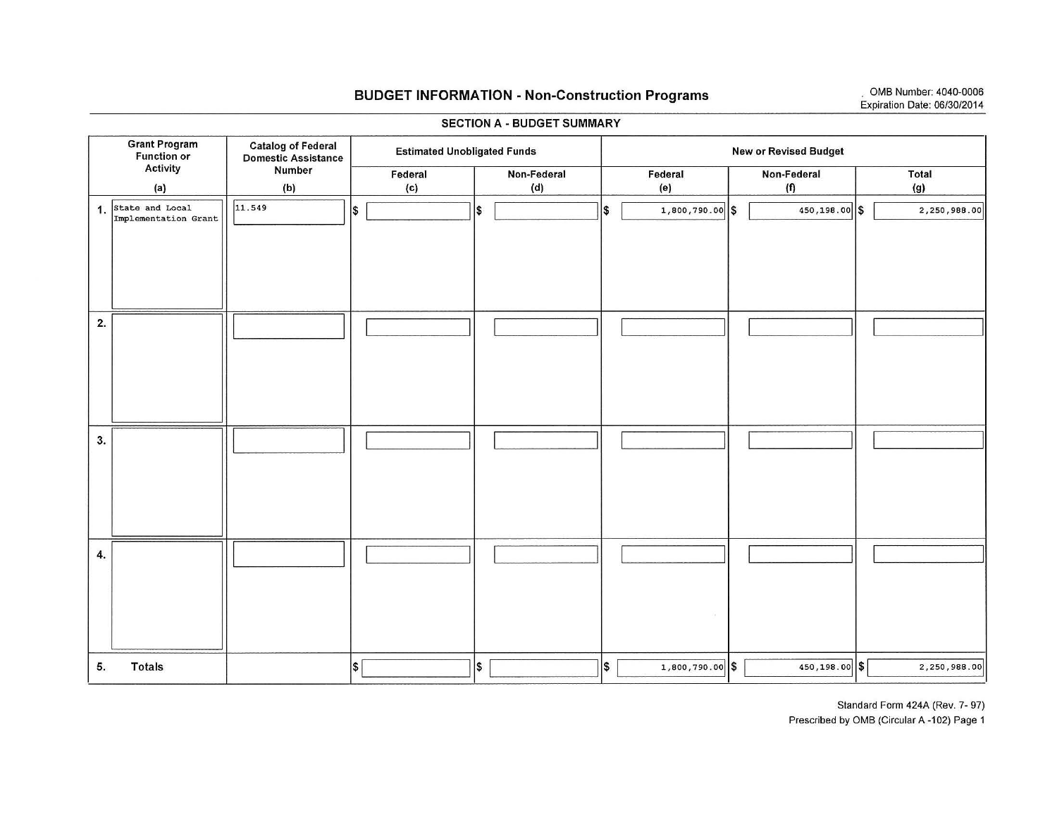# BUDGET INFORMATION - Non-Construction Programs

OMB Number: 4040-0006
Expiration Date: 06/30/2014

## SECTION A - BUDGET SUMMARY

| Grant Program Function or Activity (a) | Catalog of Federal Domestic Assistance Number (b) | Estimated Unobligated Funds | | New or Revised Budget | | |
|---|---|---|---|---|---|---|
| | | Federal (c) | Non-Federal (d) | Federal (e) | Non-Federal (f) | Total (g) |
| 1. State and Local Implementation Grant | 11.549 | $ | $ | $ 1,800,790.00 | $ 450,198.00 | $ 2,250,988.00 |
| 2. | | | | | | |
| 3. | | | | | | |
| 4. | | | | | | |
| 5. Totals | | $ | $ | $ 1,800,790.00 | $ 450,198.00 | $ 2,250,988.00 |

Standard Form 424A (Rev. 7- 97)
Prescribed by OMB (Circular A -102) Page 1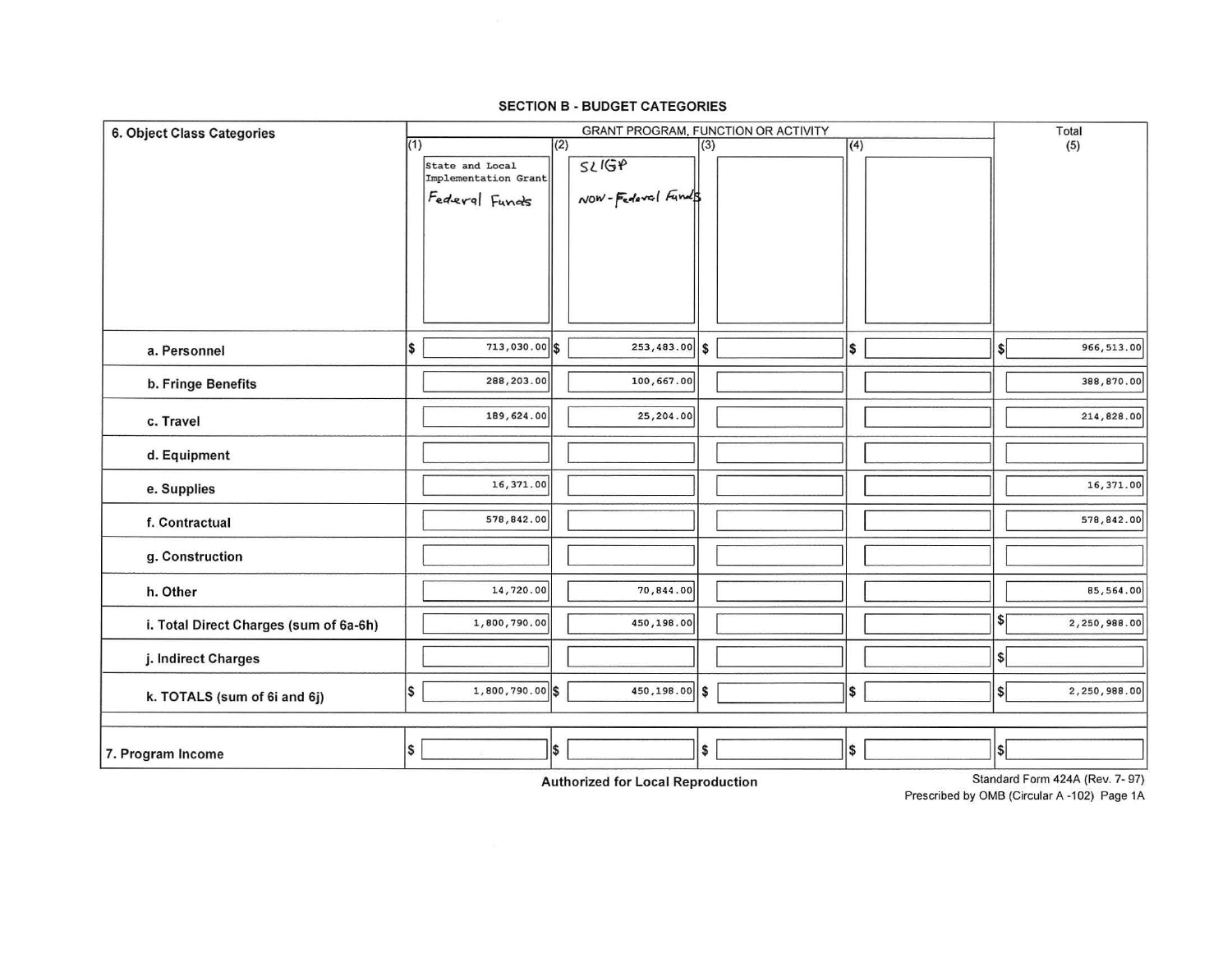## SECTION B - BUDGET CATEGORIES

| 6. Object Class Categories | GRANT PROGRAM, FUNCTION OR ACTIVITY | | | | Total |
|---|---|---|---|---|---|
| | (1) | (2) | (3) | (4) | (5) |
| | State and Local Implementation Grant<br>Federal Funds | SLIGP<br>NON-Federal Funds | | | |
| a. Personnel | $ 713,030.00 | $ 253,483.00 | $ | $ | $ 966,513.00 |
| b. Fringe Benefits | 288,203.00 | 100,667.00 | | | 388,870.00 |
| c. Travel | 189,624.00 | 25,204.00 | | | 214,828.00 |
| d. Equipment | | | | | |
| e. Supplies | 16,371.00 | | | | 16,371.00 |
| f. Contractual | 578,842.00 | | | | 578,842.00 |
| g. Construction | | | | | |
| h. Other | 14,720.00 | 70,844.00 | | | 85,564.00 |
| i. Total Direct Charges (sum of 6a-6h) | 1,800,790.00 | 450,198.00 | | | $ 2,250,988.00 |
| j. Indirect Charges | | | | | $ |
| k. TOTALS (sum of 6i and 6j) | $ 1,800,790.00 | $ 450,198.00 | $ | $ | $ 2,250,988.00 |
| 7. Program Income | $ | $ | $ | $ | $ |

Authorized for Local Reproduction

Standard Form 424A (Rev. 7- 97)
Prescribed by OMB (Circular A -102) Page 1A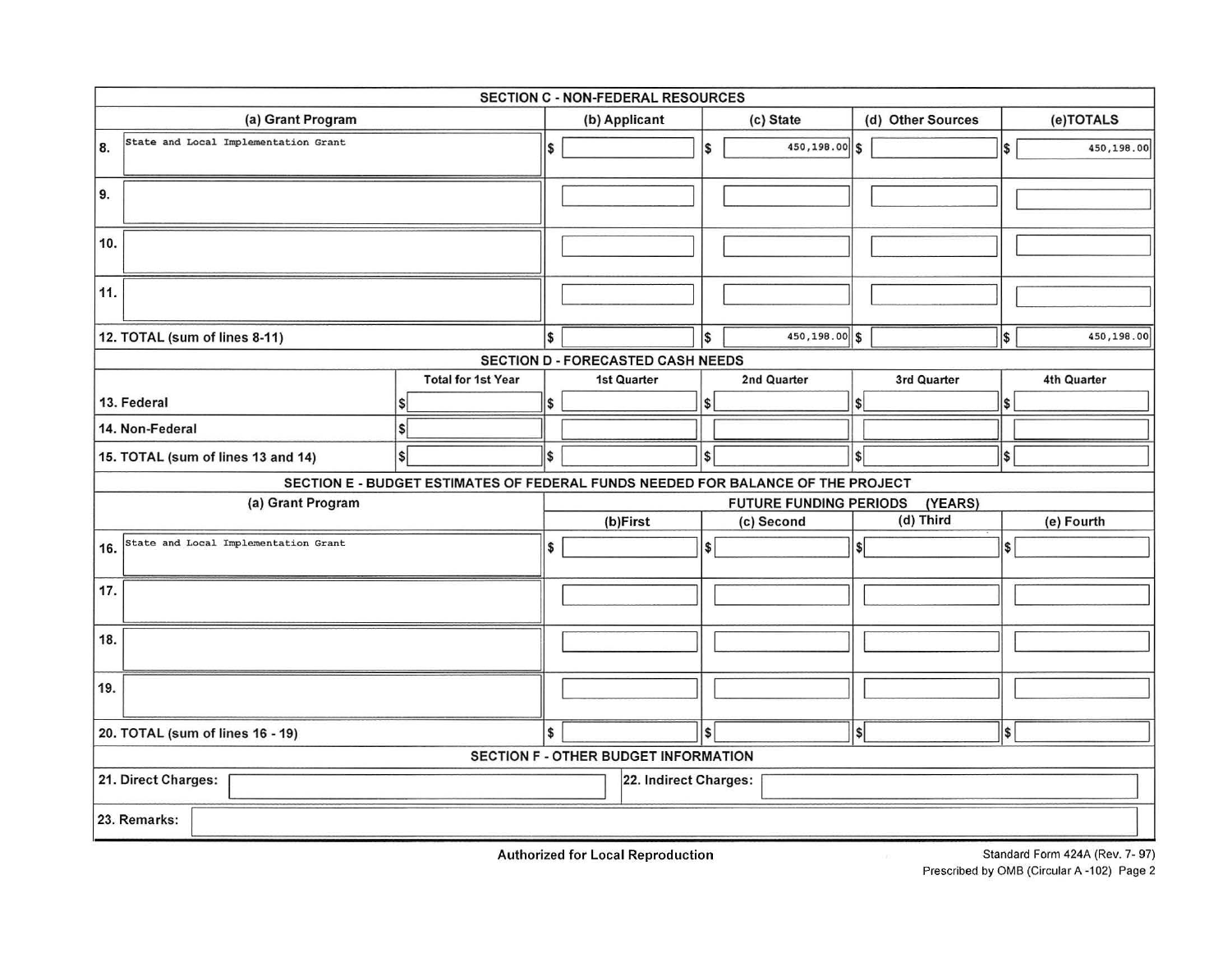## SECTION C - NON-FEDERAL RESOURCES

| (a) Grant Program | (b) Applicant | (c) State | (d) Other Sources | (e)TOTALS |
|---|---|---|---|---|
| 8. State and Local Implementation Grant | $ | $ 450,198.00 | $ | $ 450,198.00 |
| 9. | | | | |
| 10. | | | | |
| 11. | | | | |
| 12. TOTAL (sum of lines 8-11) | $ | $ 450,198.00 | $ | $ 450,198.00 |

## SECTION D - FORECASTED CASH NEEDS

| | Total for 1st Year | 1st Quarter | 2nd Quarter | 3rd Quarter | 4th Quarter |
|---|---|---|---|---|---|
| 13. Federal | $ | $ | $ | $ | $ |
| 14. Non-Federal | $ | | | | |
| 15. TOTAL (sum of lines 13 and 14) | $ | $ | $ | $ | $ |

## SECTION E - BUDGET ESTIMATES OF FEDERAL FUNDS NEEDED FOR BALANCE OF THE PROJECT

| (a) Grant Program | FUTURE FUNDING PERIODS (YEARS) | | | |
|---|---|---|---|---|
| | (b)First | (c) Second | (d) Third | (e) Fourth |
| 16. State and Local Implementation Grant | $ | $ | $ | $ |
| 17. | | | | |
| 18. | | | | |
| 19. | | | | |
| 20. TOTAL (sum of lines 16 - 19) | $ | $ | $ | $ |

## SECTION F - OTHER BUDGET INFORMATION

21. Direct Charges:

22. Indirect Charges:

23. Remarks:

Authorized for Local Reproduction

Standard Form 424A (Rev. 7- 97)
Prescribed by OMB (Circular A -102) Page 2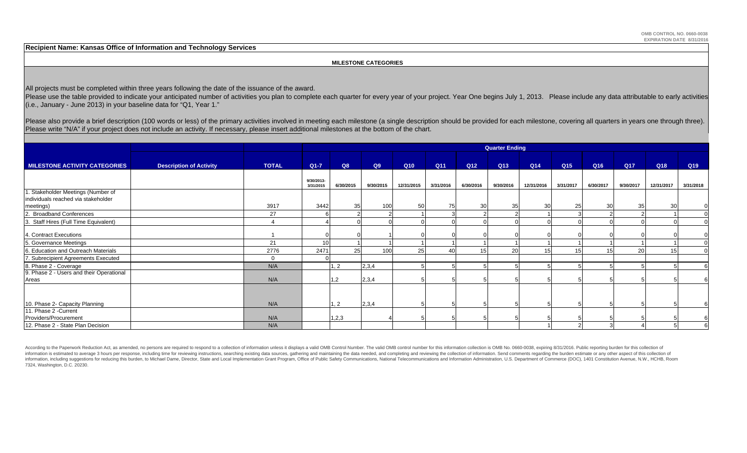OMB CONTROL NO. 0660-0038
EXPIRATION DATE 8/31/2016

**Recipient Name: Kansas Office of Information and Technology Services**

**MILESTONE CATEGORIES**

All projects must be completed within three years following the date of the issuance of the award.
Please use the table provided to indicate your anticipated number of activities you plan to complete each quarter for every year of your project. Year One begins July 1, 2013. Please include any data attributable to early activities (i.e., January - June 2013) in your baseline data for "Q1, Year 1."

Please also provide a brief description (100 words or less) of the primary activities involved in meeting each milestone (a single description should be provided for each milestone, covering all quarters in years one through three). Please write "N/A" if your project does not include an activity. If necessary, please insert additional milestones at the bottom of the chart.

| | | | Quarter Ending | | | | | | | | | | | | |
|---|---|---|---|---|---|---|---|---|---|---|---|---|---|---|---|
| **MILESTONE ACTIVITY CATEGORIES** | **Description of Activity** | **TOTAL** | **Q1-7** | **Q8** | **Q9** | **Q10** | **Q11** | **Q12** | **Q13** | **Q14** | **Q15** | **Q16** | **Q17** | **Q18** | **Q19** |
| | | | 9/30/2013-3/31/2015 | 6/30/2015 | 9/30/2015 | 12/31/2015 | 3/31/2016 | 6/30/2016 | 9/30/2016 | 12/31/2016 | 3/31/2017 | 6/30/2017 | 9/30/2017 | 12/31/2017 | 3/31/2018 |
| 1. Stakeholder Meetings (Number of individuals reached via stakeholder meetings) | | 3917 | 3442 | 35 | 100 | 50 | 75 | 30 | 35 | 30 | 25 | 30 | 35 | 30 | 0 |
| 2. Broadband Conferences | | 27 | 6 | 2 | 2 | 1 | 3 | 2 | 2 | 1 | 3 | 2 | 2 | 1 | 0 |
| 3. Staff Hires (Full Time Equivalent) | | 4 | 4 | 0 | 0 | 0 | 0 | 0 | 0 | 0 | 0 | 0 | 0 | 0 | 0 |
| 4. Contract Executions | | 1 | 0 | 0 | 1 | 0 | 0 | 0 | 0 | 0 | 0 | 0 | 0 | 0 | 0 |
| 5. Governance Meetings | | 21 | 10 | 1 | 1 | 1 | 1 | 1 | 1 | 1 | 1 | 1 | 1 | 1 | 0 |
| 6. Education and Outreach Materials | | 2776 | 2471 | 25 | 100 | 25 | 40 | 15 | 20 | 15 | 15 | 15 | 20 | 15 | 0 |
| 7. Subrecipient Agreements Executed | | 0 | 0 | | | | | | | | | | | | |
| 8. Phase 2 - Coverage | | N/A | | 1, 2 | 2,3,4 | 5 | 5 | 5 | 5 | 5 | 5 | 5 | 5 | 5 | 6 |
| 9. Phase 2 - Users and their Operational Areas | | N/A | | 1,2 | 2,3,4 | 5 | 5 | 5 | 5 | 5 | 5 | 5 | 5 | 5 | 6 |
| 10. Phase 2- Capacity Planning | | N/A | | 1, 2 | 2,3,4 | 5 | 5 | 5 | 5 | 5 | 5 | 5 | 5 | 5 | 6 |
| 11. Phase 2 -Current Providers/Procurement | | N/A | | 1,2,3 | 4 | 5 | 5 | 5 | 5 | 5 | 5 | 5 | 5 | 5 | 6 |
| 12. Phase 2 - State Plan Decision | | N/A | | | | | | | | 1 | 2 | 3 | 4 | 5 | 6 |

According to the Paperwork Reduction Act, as amended, no persons are required to respond to a collection of information unless it displays a valid OMB Control Number. The valid OMB control number for this information collection is OMB No. 0660-0038, expiring 8/31/2016. Public reporting burden for this collection of information is estimated to average 3 hours per response, including time for reviewing instructions, searching existing data sources, gathering and maintaining the data needed, and completing and reviewing the collection of information. Send comments regarding the burden estimate or any other aspect of this collection of information, including suggestions for reducing this burden, to Michael Dame, Director, State and Local Implementation Grant Program, Office of Public Safety Communications, National Telecommunications and Information Administration, U.S. Department of Commerce (DOC), 1401 Constitution Avenue, N.W., HCHB, Room 7324, Washington, D.C. 20230.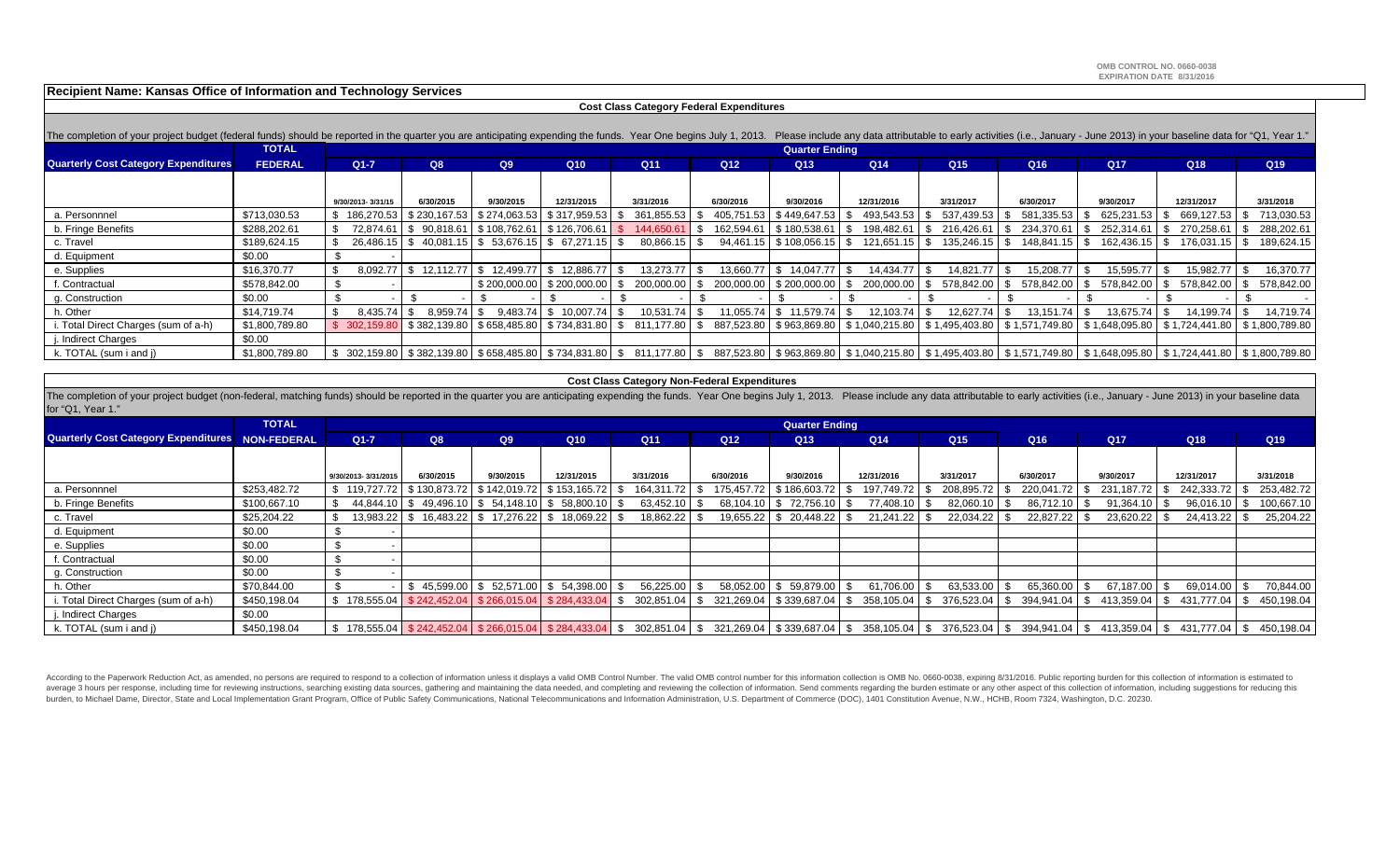OMB CONTROL NO. 0660-0038
EXPIRATION DATE 8/31/2016

**Recipient Name: Kansas Office of Information and Technology Services**

## Cost Class Category Federal Expenditures

The completion of your project budget (federal funds) should be reported in the quarter you are anticipating expending the funds. Year One begins July 1, 2013. Please include any data attributable to early activities (i.e., January - June 2013) in your baseline data for "Q1, Year 1."

| Quarterly Cost Category Expenditures | TOTAL FEDERAL | Quarter Ending | | | | | | | | | | | | |
|---|---|---|---|---|---|---|---|---|---|---|---|---|---|---|
| | | Q1-7 | Q8 | Q9 | Q10 | Q11 | Q12 | Q13 | Q14 | Q15 | Q16 | Q17 | Q18 | Q19 |
| | | 9/30/2013- 3/31/15 | 6/30/2015 | 9/30/2015 | 12/31/2015 | 3/31/2016 | 6/30/2016 | 9/30/2016 | 12/31/2016 | 3/31/2017 | 6/30/2017 | 9/30/2017 | 12/31/2017 | 3/31/2018 |
| a. Personnnel | $713,030.53 | $ 186,270.53 | $ 230,167.53 | $ 274,063.53 | $ 317,959.53 | $ 361,855.53 | $ 405,751.53 | $ 449,647.53 | $ 493,543.53 | $ 537,439.53 | $ 581,335.53 | $ 625,231.53 | $ 669,127.53 | $ 713,030.53 |
| b. Fringe Benefits | $288,202.61 | $ 72,874.61 | $ 90,818.61 | $ 108,762.61 | $ 126,706.61 | $ 144,650.61 | $ 162,594.61 | $ 180,538.61 | $ 198,482.61 | $ 216,426.61 | $ 234,370.61 | $ 252,314.61 | $ 270,258.61 | $ 288,202.61 |
| c. Travel | $189,624.15 | $ 26,486.15 | $ 40,081.15 | $ 53,676.15 | $ 67,271.15 | $ 80,866.15 | $ 94,461.15 | $ 108,056.15 | $ 121,651.15 | $ 135,246.15 | $ 148,841.15 | $ 162,436.15 | $ 176,031.15 | $ 189,624.15 |
| d. Equipment | $0.00 | $ - | | | | | | | | | | | | |
| e. Supplies | $16,370.77 | $ 8,092.77 | $ 12,112.77 | $ 12,499.77 | $ 12,886.77 | $ 13,273.77 | $ 13,660.77 | $ 14,047.77 | $ 14,434.77 | $ 14,821.77 | $ 15,208.77 | $ 15,595.77 | $ 15,982.77 | $ 16,370.77 |
| f. Contractual | $578,842.00 | $ - | | $ 200,000.00 | $ 200,000.00 | $ 200,000.00 | $ 200,000.00 | $ 200,000.00 | $ 200,000.00 | $ 578,842.00 | $ 578,842.00 | $ 578,842.00 | $ 578,842.00 | $ 578,842.00 |
| g. Construction | $0.00 | $ - | $ - | $ - | $ - | $ - | $ - | $ - | $ - | $ - | $ - | $ - | $ - | $ - |
| h. Other | $14,719.74 | $ 8,435.74 | $ 8,959.74 | $ 9,483.74 | $ 10,007.74 | $ 10,531.74 | $ 11,055.74 | $ 11,579.74 | $ 12,103.74 | $ 12,627.74 | $ 13,151.74 | $ 13,675.74 | $ 14,199.74 | $ 14,719.74 |
| i. Total Direct Charges (sum of a-h) | $1,800,789.80 | $ 302,159.80 | $ 382,139.80 | $ 658,485.80 | $ 734,831.80 | $ 811,177.80 | $ 887,523.80 | $ 963,869.80 | $ 1,040,215.80 | $ 1,495,403.80 | $ 1,571,749.80 | $ 1,648,095.80 | $ 1,724,441.80 | $ 1,800,789.80 |
| j. Indirect Charges | $0.00 | | | | | | | | | | | | | |
| k. TOTAL (sum i and j) | $1,800,789.80 | $ 302,159.80 | $ 382,139.80 | $ 658,485.80 | $ 734,831.80 | $ 811,177.80 | $ 887,523.80 | $ 963,869.80 | $ 1,040,215.80 | $ 1,495,403.80 | $ 1,571,749.80 | $ 1,648,095.80 | $ 1,724,441.80 | $ 1,800,789.80 |

## Cost Class Category Non-Federal Expenditures

The completion of your project budget (non-federal, matching funds) should be reported in the quarter you are anticipating expending the funds. Year One begins July 1, 2013. Please include any data attributable to early activities (i.e., January - June 2013) in your baseline data for "Q1, Year 1."

| Quarterly Cost Category Expenditures | TOTAL NON-FEDERAL | Quarter Ending | | | | | | | | | | | | |
|---|---|---|---|---|---|---|---|---|---|---|---|---|---|---|
| | | Q1-7 | Q8 | Q9 | Q10 | Q11 | Q12 | Q13 | Q14 | Q15 | Q16 | Q17 | Q18 | Q19 |
| | | 9/30/2013- 3/31/2015 | 6/30/2015 | 9/30/2015 | 12/31/2015 | 3/31/2016 | 6/30/2016 | 9/30/2016 | 12/31/2016 | 3/31/2017 | 6/30/2017 | 9/30/2017 | 12/31/2017 | 3/31/2018 |
| a. Personnnel | $253,482.72 | $ 119,727.72 | $ 130,873.72 | $ 142,019.72 | $ 153,165.72 | $ 164,311.72 | $ 175,457.72 | $ 186,603.72 | $ 197,749.72 | $ 208,895.72 | $ 220,041.72 | $ 231,187.72 | $ 242,333.72 | $ 253,482.72 |
| b. Fringe Benefits | $100,667.10 | $ 44,844.10 | $ 49,496.10 | $ 54,148.10 | $ 58,800.10 | $ 63,452.10 | $ 68,104.10 | $ 72,756.10 | $ 77,408.10 | $ 82,060.10 | $ 86,712.10 | $ 91,364.10 | $ 96,016.10 | $ 100,667.10 |
| c. Travel | $25,204.22 | $ 13,983.22 | $ 16,483.22 | $ 17,276.22 | $ 18,069.22 | $ 18,862.22 | $ 19,655.22 | $ 20,448.22 | $ 21,241.22 | $ 22,034.22 | $ 22,827.22 | $ 23,620.22 | $ 24,413.22 | $ 25,204.22 |
| d. Equipment | $0.00 | $ - | | | | | | | | | | | | |
| e. Supplies | $0.00 | $ - | | | | | | | | | | | | |
| f. Contractual | $0.00 | $ - | | | | | | | | | | | | |
| g. Construction | $0.00 | $ - | | | | | | | | | | | | |
| h. Other | $70,844.00 | $ - | $ 45,599.00 | $ 52,571.00 | $ 54,398.00 | $ 56,225.00 | $ 58,052.00 | $ 59,879.00 | $ 61,706.00 | $ 63,533.00 | $ 65,360.00 | $ 67,187.00 | $ 69,014.00 | $ 70,844.00 |
| i. Total Direct Charges (sum of a-h) | $450,198.04 | $ 178,555.04 | $ 242,452.04 | $ 266,015.04 | $ 284,433.04 | $ 302,851.04 | $ 321,269.04 | $ 339,687.04 | $ 358,105.04 | $ 376,523.04 | $ 394,941.04 | $ 413,359.04 | $ 431,777.04 | $ 450,198.04 |
| j. Indirect Charges | $0.00 | | | | | | | | | | | | | |
| k. TOTAL (sum i and j) | $450,198.04 | $ 178,555.04 | $ 242,452.04 | $ 266,015.04 | $ 284,433.04 | $ 302,851.04 | $ 321,269.04 | $ 339,687.04 | $ 358,105.04 | $ 376,523.04 | $ 394,941.04 | $ 413,359.04 | $ 431,777.04 | $ 450,198.04 |

According to the Paperwork Reduction Act, as amended, no persons are required to respond to a collection of information unless it displays a valid OMB Control Number. The valid OMB control number for this information collection is OMB No. 0660-0038, expiring 8/31/2016. Public reporting burden for this collection of information is estimated to average 3 hours per response, including time for reviewing instructions, searching existing data sources, gathering and maintaining the data needed, and completing and reviewing the collection of information. Send comments regarding the burden estimate or any other aspect of this collection of information, including suggestions for reducing this burden, to Michael Dame, Director, State and Local Implementation Grant Program, Office of Public Safety Communications, National Telecommunications and Information Administration, U.S. Department of Commerce (DOC), 1401 Constitution Avenue, N.W., HCHB, Room 7324, Washington, D.C. 20230.